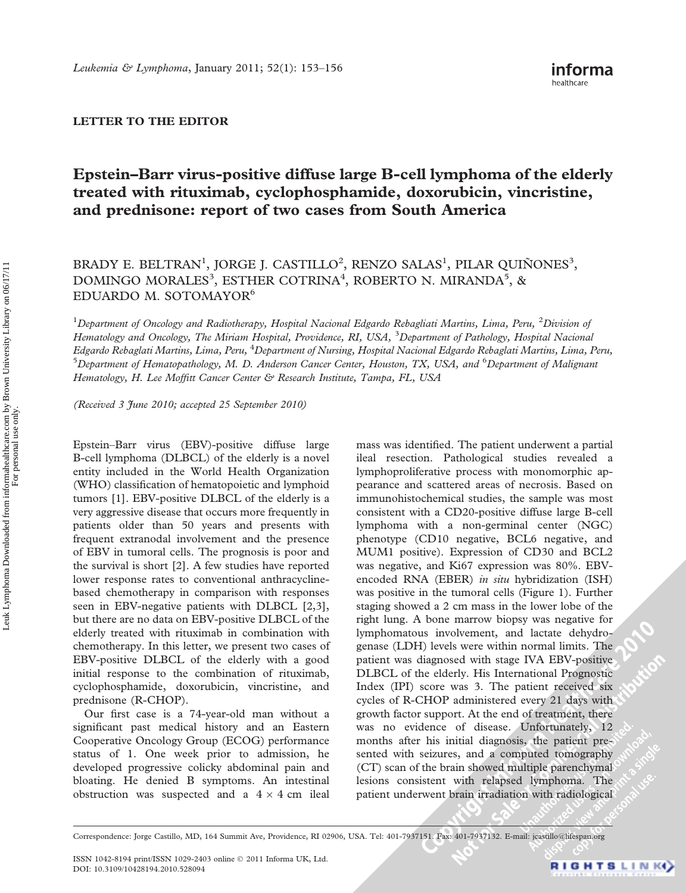LETTER TO THE EDITOR

# Epstein–Barr virus-positive diffuse large B-cell lymphoma of the elderly treated with rituximab, cyclophosphamide, doxorubicin, vincristine, and prednisone: report of two cases from South America

BRADY E. BELTRAN[1], JORGE J. CASTILLO[2], RENZO SALAS[1], PILAR QUIÑONES[3], DOMINGO MORALES[3], ESTHER COTRINA[4], ROBERTO N. MIRANDA[5], & EDUARDO M. SOTOMAYOR[6]

[1]*Department of Oncology and Radiotherapy, Hospital Nacional Edgardo Rebagliati Martins, Lima, Peru,* [2]*Division of Hematology and Oncology, The Miriam Hospital, Providence, RI, USA,* [3]*Department of Pathology, Hospital Nacional Edgardo Rebaglati Martins, Lima, Peru,* [4]*Department of Nursing, Hospital Nacional Edgardo Rebaglati Martins, Lima, Peru,* [5]*Department of Hematopathology, M. D. Anderson Cancer Center, Houston, TX, USA, and* [6]*Department of Malignant Hematology, H. Lee Moffitt Cancer Center & Research Institute, Tampa, FL, USA*

*(Received 3 June 2010; accepted 25 September 2010)*

Epstein–Barr virus (EBV)-positive diffuse large B-cell lymphoma (DLBCL) of the elderly is a novel entity included in the World Health Organization (WHO) classification of hematopoietic and lymphoid tumors [1]. EBV-positive DLBCL of the elderly is a very aggressive disease that occurs more frequently in patients older than 50 years and presents with frequent extranodal involvement and the presence of EBV in tumoral cells. The prognosis is poor and the survival is short [2]. A few studies have reported lower response rates to conventional anthracycline-based chemotherapy in comparison with responses seen in EBV-negative patients with DLBCL [2,3], but there are no data on EBV-positive DLBCL of the elderly treated with rituximab in combination with chemotherapy. In this letter, we present two cases of EBV-positive DLBCL of the elderly with a good initial response to the combination of rituximab, cyclophosphamide, doxorubicin, vincristine, and prednisone (R-CHOP).

Our first case is a 74-year-old man without a significant past medical history and an Eastern Cooperative Oncology Group (ECOG) performance status of 1. One week prior to admission, he developed progressive colicky abdominal pain and bloating. He denied B symptoms. An intestinal obstruction was suspected and a 4 × 4 cm ileal mass was identified. The patient underwent a partial ileal resection. Pathological studies revealed a lymphoproliferative process with monomorphic appearance and scattered areas of necrosis. Based on immunohistochemical studies, the sample was most consistent with a CD20-positive diffuse large B-cell lymphoma with a non-germinal center (NGC) phenotype (CD10 negative, BCL6 negative, and MUM1 positive). Expression of CD30 and BCL2 was negative, and Ki67 expression was 80%. EBV-encoded RNA (EBER) *in situ* hybridization (ISH) was positive in the tumoral cells (Figure 1). Further staging showed a 2 cm mass in the lower lobe of the right lung. A bone marrow biopsy was negative for lymphomatous involvement, and lactate dehydrogenase (LDH) levels were within normal limits. The patient was diagnosed with stage IVA EBV-positive DLBCL of the elderly. His International Prognostic Index (IPI) score was 3. The patient received six cycles of R-CHOP administered every 21 days with growth factor support. At the end of treatment, there was no evidence of disease. Unfortunately, 12 months after his initial diagnosis, the patient presented with seizures, and a computed tomography (CT) scan of the brain showed multiple parenchymal lesions consistent with relapsed lymphoma. The patient underwent brain irradiation with radiological

Correspondence: Jorge Castillo, MD, 164 Summit Ave, Providence, RI 02906, USA. Tel: 401-7937151. Fax: 401-7937132. E-mail: jcastillo@lifespan.org

ISSN 1042-8194 print/ISSN 1029-2403 online © 2011 Informa UK, Ltd.
DOI: 10.3109/10428194.2010.528094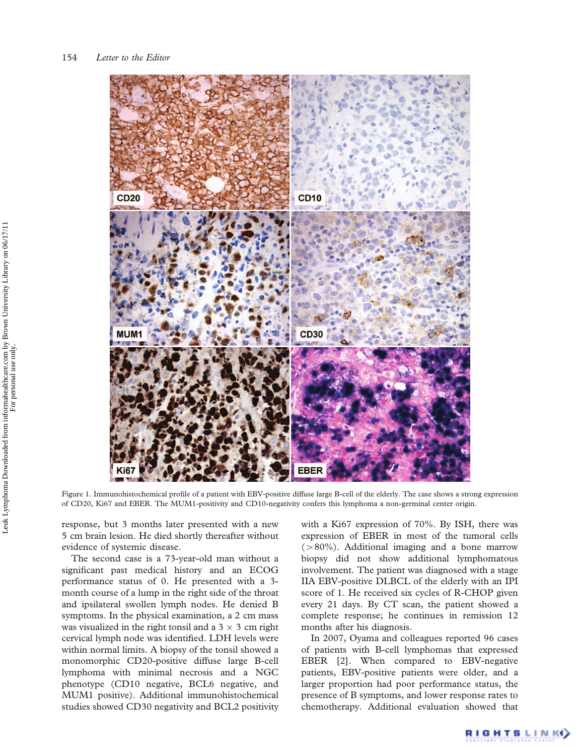Figure 1. Immunohistochemical profile of a patient with EBV-positive diffuse large B-cell of the elderly. The case shows a strong expression of CD20, Ki67 and EBER. The MUM1-positivity and CD10-negativity confers this lymphoma a non-germinal center origin.

response, but 3 months later presented with a new 5 cm brain lesion. He died shortly thereafter without evidence of systemic disease.

The second case is a 73-year-old man without a significant past medical history and an ECOG performance status of 0. He presented with a 3-month course of a lump in the right side of the throat and ipsilateral swollen lymph nodes. He denied B symptoms. In the physical examination, a 2 cm mass was visualized in the right tonsil and a 3 × 3 cm right cervical lymph node was identified. LDH levels were within normal limits. A biopsy of the tonsil showed a monomorphic CD20-positive diffuse large B-cell lymphoma with minimal necrosis and a NGC phenotype (CD10 negative, BCL6 negative, and MUM1 positive). Additional immunohistochemical studies showed CD30 negativity and BCL2 positivity with a Ki67 expression of 70%. By ISH, there was expression of EBER in most of the tumoral cells (>80%). Additional imaging and a bone marrow biopsy did not show additional lymphomatous involvement. The patient was diagnosed with a stage IIA EBV-positive DLBCL of the elderly with an IPI score of 1. He received six cycles of R-CHOP given every 21 days. By CT scan, the patient showed a complete response; he continues in remission 12 months after his diagnosis.

In 2007, Oyama and colleagues reported 96 cases of patients with B-cell lymphomas that expressed EBER [2]. When compared to EBV-negative patients, EBV-positive patients were older, and a larger proportion had poor performance status, the presence of B symptoms, and lower response rates to chemotherapy. Additional evaluation showed that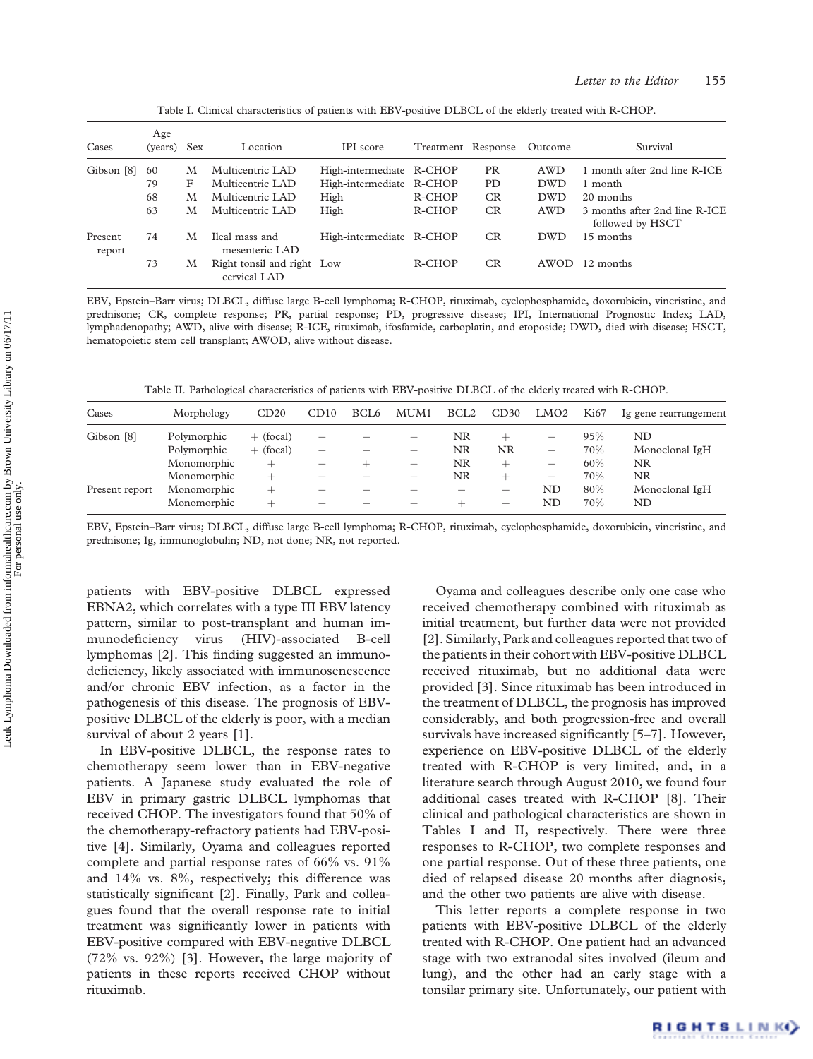Table I. Clinical characteristics of patients with EBV-positive DLBCL of the elderly treated with R-CHOP.

| Cases | Age (years) | Sex | Location | IPI score | Treatment | Response | Outcome | Survival |
|---|---|---|---|---|---|---|---|---|
| Gibson [8] | 60 | M | Multicentric LAD | High-intermediate | R-CHOP | PR | AWD | 1 month after 2nd line R-ICE |
| | 79 | F | Multicentric LAD | High-intermediate | R-CHOP | PD | DWD | 1 month |
| | 68 | M | Multicentric LAD | High | R-CHOP | CR | DWD | 20 months |
| | 63 | M | Multicentric LAD | High | R-CHOP | CR | AWD | 3 months after 2nd line R-ICE followed by HSCT |
| Present report | 74 | M | Ileal mass and mesenteric LAD | High-intermediate | R-CHOP | CR | DWD | 15 months |
| | 73 | M | Right tonsil and right cervical LAD | Low | R-CHOP | CR | AWOD | 12 months |

EBV, Epstein–Barr virus; DLBCL, diffuse large B-cell lymphoma; R-CHOP, rituximab, cyclophosphamide, doxorubicin, vincristine, and prednisone; CR, complete response; PR, partial response; PD, progressive disease; IPI, International Prognostic Index; LAD, lymphadenopathy; AWD, alive with disease; R-ICE, rituximab, ifosfamide, carboplatin, and etoposide; DWD, died with disease; HSCT, hematopoietic stem cell transplant; AWOD, alive without disease.

Table II. Pathological characteristics of patients with EBV-positive DLBCL of the elderly treated with R-CHOP.

| Cases | Morphology | CD20 | CD10 | BCL6 | MUM1 | BCL2 | CD30 | LMO2 | Ki67 | Ig gene rearrangement |
|---|---|---|---|---|---|---|---|---|---|---|
| Gibson [8] | Polymorphic | + (focal) | − | − | + | NR | + | − | 95% | ND |
| | Polymorphic | + (focal) | − | − | + | NR | NR | − | 70% | Monoclonal IgH |
| | Monomorphic | + | − | + | + | NR | + | − | 60% | NR |
| | Monomorphic | + | − | − | + | NR | + | − | 70% | NR |
| Present report | Monomorphic | + | − | − | + | − | − | ND | 80% | Monoclonal IgH |
| | Monomorphic | + | − | − | + | + | − | ND | 70% | ND |

EBV, Epstein–Barr virus; DLBCL, diffuse large B-cell lymphoma; R-CHOP, rituximab, cyclophosphamide, doxorubicin, vincristine, and prednisone; Ig, immunoglobulin; ND, not done; NR, not reported.

patients with EBV-positive DLBCL expressed EBNA2, which correlates with a type III EBV latency pattern, similar to post-transplant and human immunodeficiency virus (HIV)-associated B-cell lymphomas [2]. This finding suggested an immunodeficiency, likely associated with immunosenescence and/or chronic EBV infection, as a factor in the pathogenesis of this disease. The prognosis of EBV-positive DLBCL of the elderly is poor, with a median survival of about 2 years [1].

In EBV-positive DLBCL, the response rates to chemotherapy seem lower than in EBV-negative patients. A Japanese study evaluated the role of EBV in primary gastric DLBCL lymphomas that received CHOP. The investigators found that 50% of the chemotherapy-refractory patients had EBV-positive [4]. Similarly, Oyama and colleagues reported complete and partial response rates of 66% vs. 91% and 14% vs. 8%, respectively; this difference was statistically significant [2]. Finally, Park and colleagues found that the overall response rate to initial treatment was significantly lower in patients with EBV-positive compared with EBV-negative DLBCL (72% vs. 92%) [3]. However, the large majority of patients in these reports received CHOP without rituximab.

Oyama and colleagues describe only one case who received chemotherapy combined with rituximab as initial treatment, but further data were not provided [2]. Similarly, Park and colleagues reported that two of the patients in their cohort with EBV-positive DLBCL received rituximab, but no additional data were provided [3]. Since rituximab has been introduced in the treatment of DLBCL, the prognosis has improved considerably, and both progression-free and overall survivals have increased significantly [5–7]. However, experience on EBV-positive DLBCL of the elderly treated with R-CHOP is very limited, and, in a literature search through August 2010, we found four additional cases treated with R-CHOP [8]. Their clinical and pathological characteristics are shown in Tables I and II, respectively. There were three responses to R-CHOP, two complete responses and one partial response. Out of these three patients, one died of relapsed disease 20 months after diagnosis, and the other two patients are alive with disease.

This letter reports a complete response in two patients with EBV-positive DLBCL of the elderly treated with R-CHOP. One patient had an advanced stage with two extranodal sites involved (ileum and lung), and the other had an early stage with a tonsilar primary site. Unfortunately, our patient with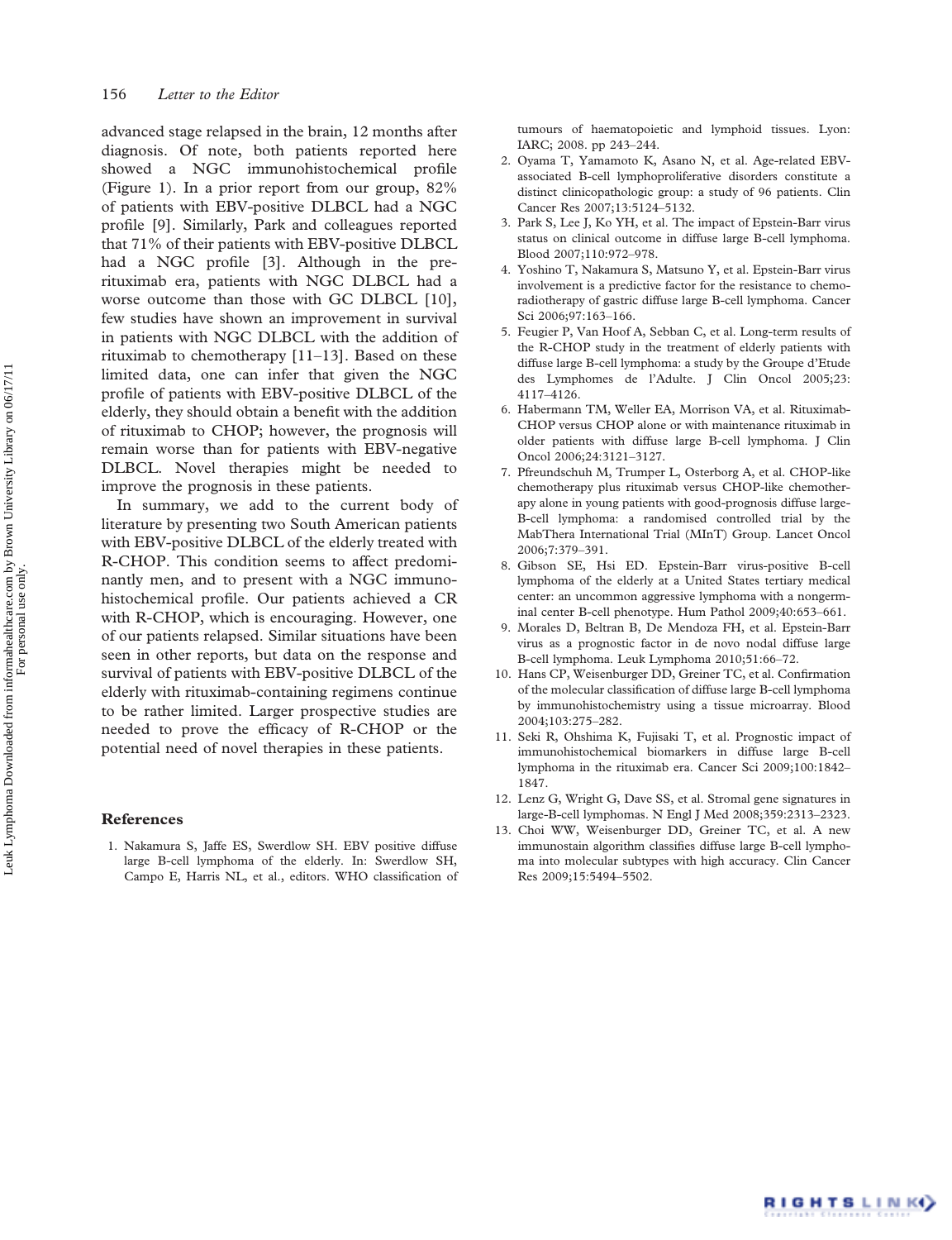advanced stage relapsed in the brain, 12 months after diagnosis. Of note, both patients reported here showed a NGC immunohistochemical profile (Figure 1). In a prior report from our group, 82% of patients with EBV-positive DLBCL had a NGC profile [9]. Similarly, Park and colleagues reported that 71% of their patients with EBV-positive DLBCL had a NGC profile [3]. Although in the pre-rituximab era, patients with NGC DLBCL had a worse outcome than those with GC DLBCL [10], few studies have shown an improvement in survival in patients with NGC DLBCL with the addition of rituximab to chemotherapy [11–13]. Based on these limited data, one can infer that given the NGC profile of patients with EBV-positive DLBCL of the elderly, they should obtain a benefit with the addition of rituximab to CHOP; however, the prognosis will remain worse than for patients with EBV-negative DLBCL. Novel therapies might be needed to improve the prognosis in these patients.

In summary, we add to the current body of literature by presenting two South American patients with EBV-positive DLBCL of the elderly treated with R-CHOP. This condition seems to affect predominantly men, and to present with a NGC immunohistochemical profile. Our patients achieved a CR with R-CHOP, which is encouraging. However, one of our patients relapsed. Similar situations have been seen in other reports, but data on the response and survival of patients with EBV-positive DLBCL of the elderly with rituximab-containing regimens continue to be rather limited. Larger prospective studies are needed to prove the efficacy of R-CHOP or the potential need of novel therapies in these patients.

## References

1. Nakamura S, Jaffe ES, Swerdlow SH. EBV positive diffuse large B-cell lymphoma of the elderly. In: Swerdlow SH, Campo E, Harris NL, et al., editors. WHO classification of tumours of haematopoietic and lymphoid tissues. Lyon: IARC; 2008. pp 243–244.
2. Oyama T, Yamamoto K, Asano N, et al. Age-related EBV-associated B-cell lymphoproliferative disorders constitute a distinct clinicopathologic group: a study of 96 patients. Clin Cancer Res 2007;13:5124–5132.
3. Park S, Lee J, Ko YH, et al. The impact of Epstein-Barr virus status on clinical outcome in diffuse large B-cell lymphoma. Blood 2007;110:972–978.
4. Yoshino T, Nakamura S, Matsuno Y, et al. Epstein-Barr virus involvement is a predictive factor for the resistance to chemoradiotherapy of gastric diffuse large B-cell lymphoma. Cancer Sci 2006;97:163–166.
5. Feugier P, Van Hoof A, Sebban C, et al. Long-term results of the R-CHOP study in the treatment of elderly patients with diffuse large B-cell lymphoma: a study by the Groupe d'Etude des Lymphomes de l'Adulte. J Clin Oncol 2005;23: 4117–4126.
6. Habermann TM, Weller EA, Morrison VA, et al. Rituximab-CHOP versus CHOP alone or with maintenance rituximab in older patients with diffuse large B-cell lymphoma. J Clin Oncol 2006;24:3121–3127.
7. Pfreundschuh M, Trumper L, Osterborg A, et al. CHOP-like chemotherapy plus rituximab versus CHOP-like chemotherapy alone in young patients with good-prognosis diffuse large-B-cell lymphoma: a randomised controlled trial by the MabThera International Trial (MInT) Group. Lancet Oncol 2006;7:379–391.
8. Gibson SE, Hsi ED. Epstein-Barr virus-positive B-cell lymphoma of the elderly at a United States tertiary medical center: an uncommon aggressive lymphoma with a nongerminal center B-cell phenotype. Hum Pathol 2009;40:653–661.
9. Morales D, Beltran B, De Mendoza FH, et al. Epstein-Barr virus as a prognostic factor in de novo nodal diffuse large B-cell lymphoma. Leuk Lymphoma 2010;51:66–72.
10. Hans CP, Weisenburger DD, Greiner TC, et al. Confirmation of the molecular classification of diffuse large B-cell lymphoma by immunohistochemistry using a tissue microarray. Blood 2004;103:275–282.
11. Seki R, Ohshima K, Fujisaki T, et al. Prognostic impact of immunohistochemical biomarkers in diffuse large B-cell lymphoma in the rituximab era. Cancer Sci 2009;100:1842–1847.
12. Lenz G, Wright G, Dave SS, et al. Stromal gene signatures in large-B-cell lymphomas. N Engl J Med 2008;359:2313–2323.
13. Choi WW, Weisenburger DD, Greiner TC, et al. A new immunostain algorithm classifies diffuse large B-cell lymphoma into molecular subtypes with high accuracy. Clin Cancer Res 2009;15:5494–5502.